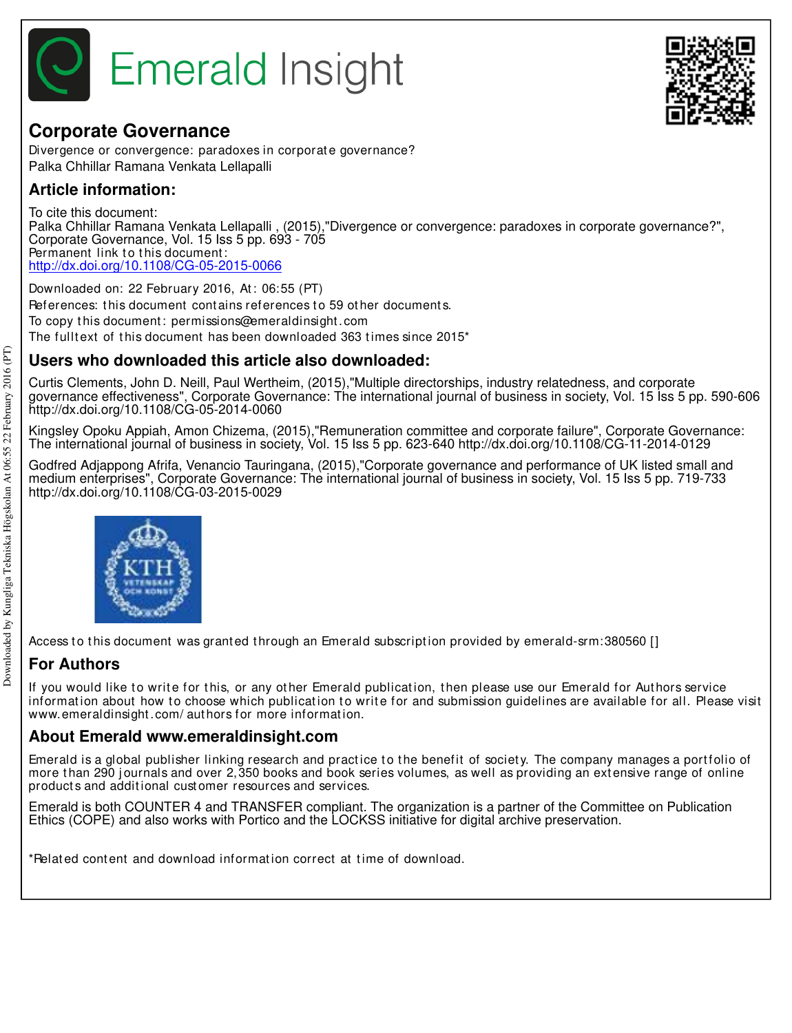# Emerald Insight

## Corporate Governance

Divergence or convergence: paradoxes in corporate governance?
Palka Chhillar Ramana Venkata Lellapalli

## Article information:

To cite this document:
Palka Chhillar Ramana Venkata Lellapalli , (2015),"Divergence or convergence: paradoxes in corporate governance?", Corporate Governance, Vol. 15 Iss 5 pp. 693 - 705
Permanent link to this document:
http://dx.doi.org/10.1108/CG-05-2015-0066

Downloaded on: 22 February 2016, At: 06:55 (PT)
References: this document contains references to 59 other documents.
To copy this document: permissions@emeraldinsight.com
The fulltext of this document has been downloaded 363 times since 2015*

## Users who downloaded this article also downloaded:

Curtis Clements, John D. Neill, Paul Wertheim, (2015),"Multiple directorships, industry relatedness, and corporate governance effectiveness", Corporate Governance: The international journal of business in society, Vol. 15 Iss 5 pp. 590-606 http://dx.doi.org/10.1108/CG-05-2014-0060

Kingsley Opoku Appiah, Amon Chizema, (2015),"Remuneration committee and corporate failure", Corporate Governance: The international journal of business in society, Vol. 15 Iss 5 pp. 623-640 http://dx.doi.org/10.1108/CG-11-2014-0129

Godfred Adjappong Afrifa, Venancio Tauringana, (2015),"Corporate governance and performance of UK listed small and medium enterprises", Corporate Governance: The international journal of business in society, Vol. 15 Iss 5 pp. 719-733 http://dx.doi.org/10.1108/CG-03-2015-0029

Access to this document was granted through an Emerald subscription provided by emerald-srm:380560 []

## For Authors

If you would like to write for this, or any other Emerald publication, then please use our Emerald for Authors service information about how to choose which publication to write for and submission guidelines are available for all. Please visit www.emeraldinsight.com/authors for more information.

## About Emerald www.emeraldinsight.com

Emerald is a global publisher linking research and practice to the benefit of society. The company manages a portfolio of more than 290 journals and over 2,350 books and book series volumes, as well as providing an extensive range of online products and additional customer resources and services.

Emerald is both COUNTER 4 and TRANSFER compliant. The organization is a partner of the Committee on Publication Ethics (COPE) and also works with Portico and the LOCKSS initiative for digital archive preservation.

*Related content and download information correct at time of download.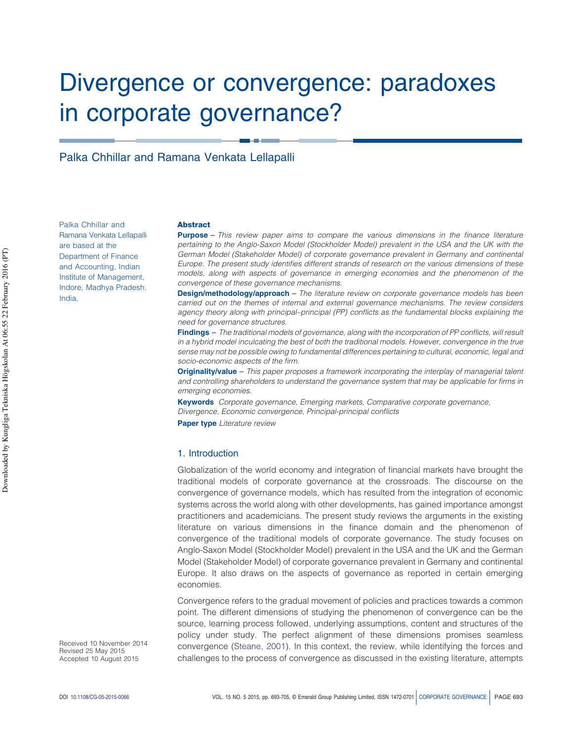# Divergence or convergence: paradoxes in corporate governance?

Palka Chhillar and Ramana Venkata Lellapalli

Palka Chhillar and Ramana Venkata Lellapalli are based at the Department of Finance and Accounting, Indian Institute of Management, Indore, Madhya Pradesh, India.

## Abstract

**Purpose** – *This review paper aims to compare the various dimensions in the finance literature pertaining to the Anglo-Saxon Model (Stockholder Model) prevalent in the USA and the UK with the German Model (Stakeholder Model) of corporate governance prevalent in Germany and continental Europe. The present study identifies different strands of research on the various dimensions of these models, along with aspects of governance in emerging economies and the phenomenon of the convergence of these governance mechanisms.*

**Design/methodology/approach** – *The literature review on corporate governance models has been carried out on the themes of internal and external governance mechanisms. The review considers agency theory along with principal–principal (PP) conflicts as the fundamental blocks explaining the need for governance structures.*

**Findings** – *The traditional models of governance, along with the incorporation of PP conflicts, will result in a hybrid model inculcating the best of both the traditional models. However, convergence in the true sense may not be possible owing to fundamental differences pertaining to cultural, economic, legal and socio-economic aspects of the firm.*

**Originality/value** – *This paper proposes a framework incorporating the interplay of managerial talent and controlling shareholders to understand the governance system that may be applicable for firms in emerging economies.*

**Keywords** *Corporate governance, Emerging markets, Comparative corporate governance, Divergence, Economic convergence, Principal-principal conflicts*

**Paper type** *Literature review*

## 1. Introduction

Globalization of the world economy and integration of financial markets have brought the traditional models of corporate governance at the crossroads. The discourse on the convergence of governance models, which has resulted from the integration of economic systems across the world along with other developments, has gained importance amongst practitioners and academicians. The present study reviews the arguments in the existing literature on various dimensions in the finance domain and the phenomenon of convergence of the traditional models of corporate governance. The study focuses on Anglo-Saxon Model (Stockholder Model) prevalent in the USA and the UK and the German Model (Stakeholder Model) of corporate governance prevalent in Germany and continental Europe. It also draws on the aspects of governance as reported in certain emerging economies.

Convergence refers to the gradual movement of policies and practices towards a common point. The different dimensions of studying the phenomenon of convergence can be the source, learning process followed, underlying assumptions, content and structures of the policy under study. The perfect alignment of these dimensions promises seamless convergence (Steane, 2001). In this context, the review, while identifying the forces and challenges to the process of convergence as discussed in the existing literature, attempts

Received 10 November 2014
Revised 25 May 2015
Accepted 10 August 2015

DOI 10.1108/CG-05-2015-0066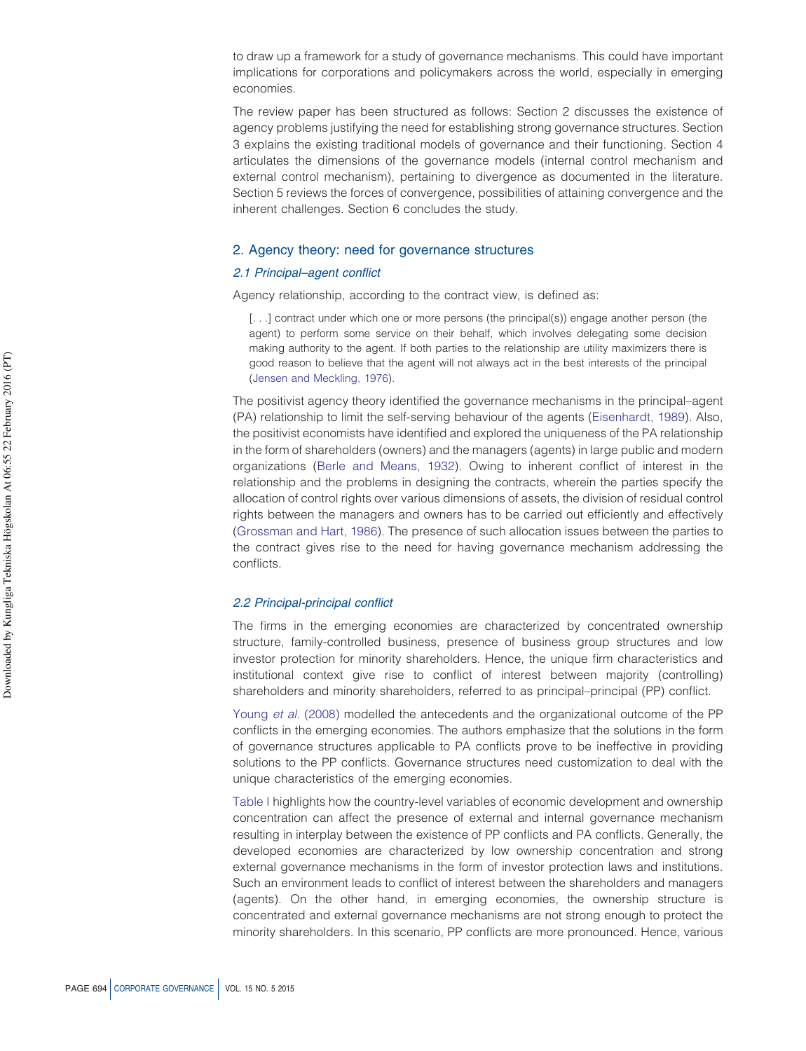to draw up a framework for a study of governance mechanisms. This could have important implications for corporations and policymakers across the world, especially in emerging economies.

The review paper has been structured as follows: Section 2 discusses the existence of agency problems justifying the need for establishing strong governance structures. Section 3 explains the existing traditional models of governance and their functioning. Section 4 articulates the dimensions of the governance models (internal control mechanism and external control mechanism), pertaining to divergence as documented in the literature. Section 5 reviews the forces of convergence, possibilities of attaining convergence and the inherent challenges. Section 6 concludes the study.

## 2. Agency theory: need for governance structures

### *2.1 Principal–agent conflict*

Agency relationship, according to the contract view, is defined as:

> [. . .] contract under which one or more persons (the principal(s)) engage another person (the agent) to perform some service on their behalf, which involves delegating some decision making authority to the agent. If both parties to the relationship are utility maximizers there is good reason to believe that the agent will not always act in the best interests of the principal (Jensen and Meckling, 1976).

The positivist agency theory identified the governance mechanisms in the principal–agent (PA) relationship to limit the self-serving behaviour of the agents (Eisenhardt, 1989). Also, the positivist economists have identified and explored the uniqueness of the PA relationship in the form of shareholders (owners) and the managers (agents) in large public and modern organizations (Berle and Means, 1932). Owing to inherent conflict of interest in the relationship and the problems in designing the contracts, wherein the parties specify the allocation of control rights over various dimensions of assets, the division of residual control rights between the managers and owners has to be carried out efficiently and effectively (Grossman and Hart, 1986). The presence of such allocation issues between the parties to the contract gives rise to the need for having governance mechanism addressing the conflicts.

### *2.2 Principal-principal conflict*

The firms in the emerging economies are characterized by concentrated ownership structure, family-controlled business, presence of business group structures and low investor protection for minority shareholders. Hence, the unique firm characteristics and institutional context give rise to conflict of interest between majority (controlling) shareholders and minority shareholders, referred to as principal–principal (PP) conflict.

Young *et al.* (2008) modelled the antecedents and the organizational outcome of the PP conflicts in the emerging economies. The authors emphasize that the solutions in the form of governance structures applicable to PA conflicts prove to be ineffective in providing solutions to the PP conflicts. Governance structures need customization to deal with the unique characteristics of the emerging economies.

Table I highlights how the country-level variables of economic development and ownership concentration can affect the presence of external and internal governance mechanism resulting in interplay between the existence of PP conflicts and PA conflicts. Generally, the developed economies are characterized by low ownership concentration and strong external governance mechanisms in the form of investor protection laws and institutions. Such an environment leads to conflict of interest between the shareholders and managers (agents). On the other hand, in emerging economies, the ownership structure is concentrated and external governance mechanisms are not strong enough to protect the minority shareholders. In this scenario, PP conflicts are more pronounced. Hence, various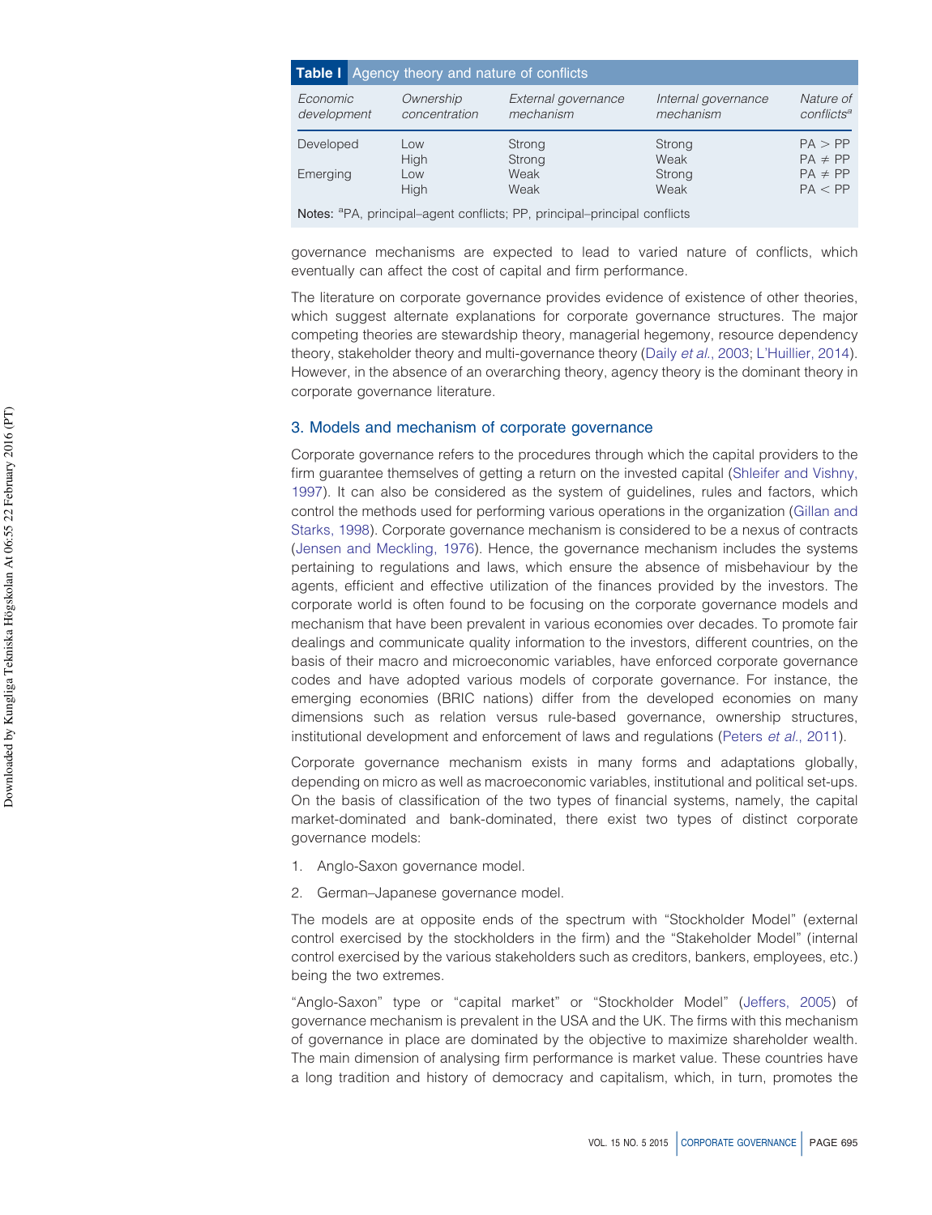**Table I** Agency theory and nature of conflicts

| *Economic development* | *Ownership concentration* | *External governance mechanism* | *Internal governance mechanism* | *Nature of conflicts*[a] |
|---|---|---|---|---|
| Developed | Low | Strong | Strong | PA > PP |
| | High | Strong | Weak | PA ≠ PP |
| Emerging | Low | Weak | Strong | PA ≠ PP |
| | High | Weak | Weak | PA < PP |

Notes: [a]PA, principal–agent conflicts; PP, principal–principal conflicts

governance mechanisms are expected to lead to varied nature of conflicts, which eventually can affect the cost of capital and firm performance.

The literature on corporate governance provides evidence of existence of other theories, which suggest alternate explanations for corporate governance structures. The major competing theories are stewardship theory, managerial hegemony, resource dependency theory, stakeholder theory and multi-governance theory (Daily *et al.*, 2003; L'Huillier, 2014). However, in the absence of an overarching theory, agency theory is the dominant theory in corporate governance literature.

## 3. Models and mechanism of corporate governance

Corporate governance refers to the procedures through which the capital providers to the firm guarantee themselves of getting a return on the invested capital (Shleifer and Vishny, 1997). It can also be considered as the system of guidelines, rules and factors, which control the methods used for performing various operations in the organization (Gillan and Starks, 1998). Corporate governance mechanism is considered to be a nexus of contracts (Jensen and Meckling, 1976). Hence, the governance mechanism includes the systems pertaining to regulations and laws, which ensure the absence of misbehaviour by the agents, efficient and effective utilization of the finances provided by the investors. The corporate world is often found to be focusing on the corporate governance models and mechanism that have been prevalent in various economies over decades. To promote fair dealings and communicate quality information to the investors, different countries, on the basis of their macro and microeconomic variables, have enforced corporate governance codes and have adopted various models of corporate governance. For instance, the emerging economies (BRIC nations) differ from the developed economies on many dimensions such as relation versus rule-based governance, ownership structures, institutional development and enforcement of laws and regulations (Peters *et al.*, 2011).

Corporate governance mechanism exists in many forms and adaptations globally, depending on micro as well as macroeconomic variables, institutional and political set-ups. On the basis of classification of the two types of financial systems, namely, the capital market-dominated and bank-dominated, there exist two types of distinct corporate governance models:

1. Anglo-Saxon governance model.
2. German–Japanese governance model.

The models are at opposite ends of the spectrum with "Stockholder Model" (external control exercised by the stockholders in the firm) and the "Stakeholder Model" (internal control exercised by the various stakeholders such as creditors, bankers, employees, etc.) being the two extremes.

"Anglo-Saxon" type or "capital market" or "Stockholder Model" (Jeffers, 2005) of governance mechanism is prevalent in the USA and the UK. The firms with this mechanism of governance in place are dominated by the objective to maximize shareholder wealth. The main dimension of analysing firm performance is market value. These countries have a long tradition and history of democracy and capitalism, which, in turn, promotes the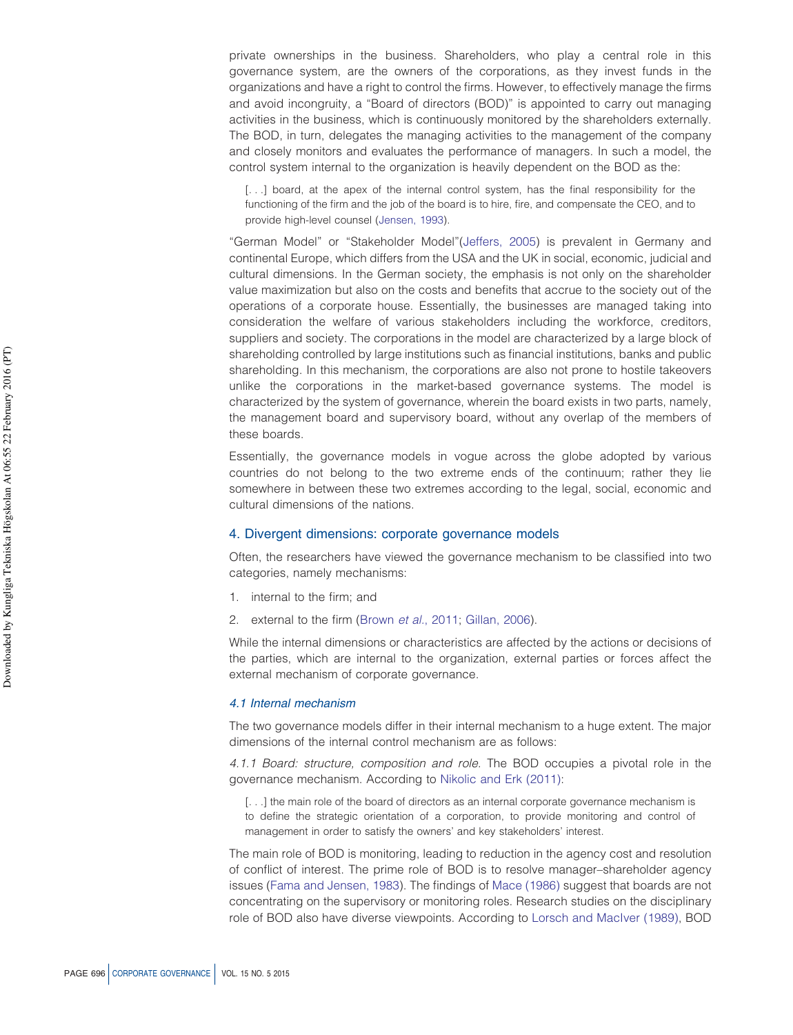private ownerships in the business. Shareholders, who play a central role in this governance system, are the owners of the corporations, as they invest funds in the organizations and have a right to control the firms. However, to effectively manage the firms and avoid incongruity, a "Board of directors (BOD)" is appointed to carry out managing activities in the business, which is continuously monitored by the shareholders externally. The BOD, in turn, delegates the managing activities to the management of the company and closely monitors and evaluates the performance of managers. In such a model, the control system internal to the organization is heavily dependent on the BOD as the:

> [. . .] board, at the apex of the internal control system, has the final responsibility for the functioning of the firm and the job of the board is to hire, fire, and compensate the CEO, and to provide high-level counsel (Jensen, 1993).

"German Model" or "Stakeholder Model"(Jeffers, 2005) is prevalent in Germany and continental Europe, which differs from the USA and the UK in social, economic, judicial and cultural dimensions. In the German society, the emphasis is not only on the shareholder value maximization but also on the costs and benefits that accrue to the society out of the operations of a corporate house. Essentially, the businesses are managed taking into consideration the welfare of various stakeholders including the workforce, creditors, suppliers and society. The corporations in the model are characterized by a large block of shareholding controlled by large institutions such as financial institutions, banks and public shareholding. In this mechanism, the corporations are also not prone to hostile takeovers unlike the corporations in the market-based governance systems. The model is characterized by the system of governance, wherein the board exists in two parts, namely, the management board and supervisory board, without any overlap of the members of these boards.

Essentially, the governance models in vogue across the globe adopted by various countries do not belong to the two extreme ends of the continuum; rather they lie somewhere in between these two extremes according to the legal, social, economic and cultural dimensions of the nations.

## 4. Divergent dimensions: corporate governance models

Often, the researchers have viewed the governance mechanism to be classified into two categories, namely mechanisms:

1. internal to the firm; and
2. external to the firm (Brown *et al.*, 2011; Gillan, 2006).

While the internal dimensions or characteristics are affected by the actions or decisions of the parties, which are internal to the organization, external parties or forces affect the external mechanism of corporate governance.

### *4.1 Internal mechanism*

The two governance models differ in their internal mechanism to a huge extent. The major dimensions of the internal control mechanism are as follows:

*4.1.1 Board: structure, composition and role.* The BOD occupies a pivotal role in the governance mechanism. According to Nikolic and Erk (2011):

> [. . .] the main role of the board of directors as an internal corporate governance mechanism is to define the strategic orientation of a corporation, to provide monitoring and control of management in order to satisfy the owners' and key stakeholders' interest.

The main role of BOD is monitoring, leading to reduction in the agency cost and resolution of conflict of interest. The prime role of BOD is to resolve manager–shareholder agency issues (Fama and Jensen, 1983). The findings of Mace (1986) suggest that boards are not concentrating on the supervisory or monitoring roles. Research studies on the disciplinary role of BOD also have diverse viewpoints. According to Lorsch and MacIver (1989), BOD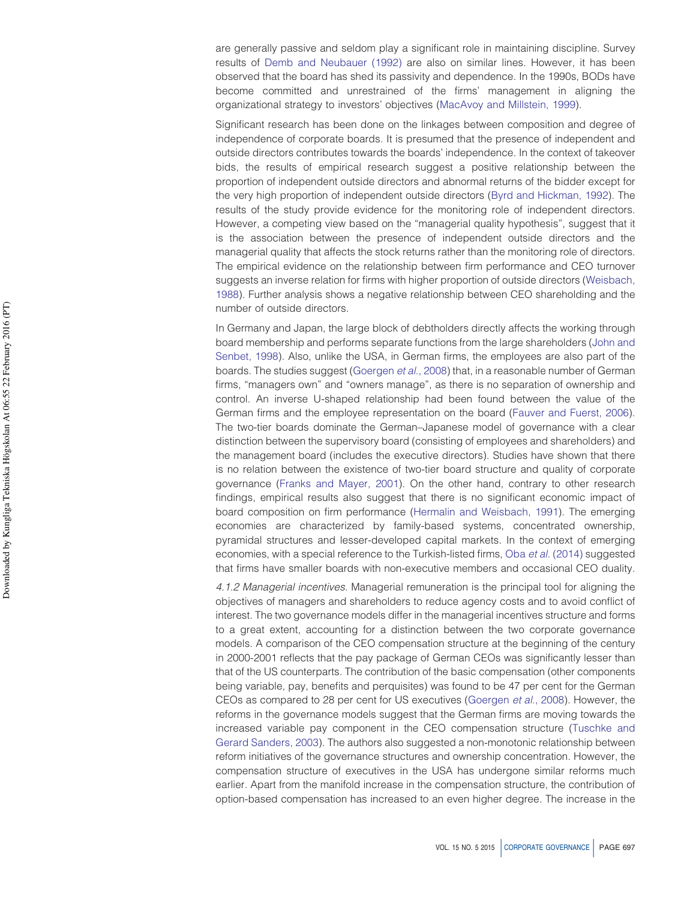are generally passive and seldom play a significant role in maintaining discipline. Survey results of Demb and Neubauer (1992) are also on similar lines. However, it has been observed that the board has shed its passivity and dependence. In the 1990s, BODs have become committed and unrestrained of the firms' management in aligning the organizational strategy to investors' objectives (MacAvoy and Millstein, 1999).

Significant research has been done on the linkages between composition and degree of independence of corporate boards. It is presumed that the presence of independent and outside directors contributes towards the boards' independence. In the context of takeover bids, the results of empirical research suggest a positive relationship between the proportion of independent outside directors and abnormal returns of the bidder except for the very high proportion of independent outside directors (Byrd and Hickman, 1992). The results of the study provide evidence for the monitoring role of independent directors. However, a competing view based on the "managerial quality hypothesis", suggest that it is the association between the presence of independent outside directors and the managerial quality that affects the stock returns rather than the monitoring role of directors. The empirical evidence on the relationship between firm performance and CEO turnover suggests an inverse relation for firms with higher proportion of outside directors (Weisbach, 1988). Further analysis shows a negative relationship between CEO shareholding and the number of outside directors.

In Germany and Japan, the large block of debtholders directly affects the working through board membership and performs separate functions from the large shareholders (John and Senbet, 1998). Also, unlike the USA, in German firms, the employees are also part of the boards. The studies suggest (Goergen *et al.*, 2008) that, in a reasonable number of German firms, "managers own" and "owners manage", as there is no separation of ownership and control. An inverse U-shaped relationship had been found between the value of the German firms and the employee representation on the board (Fauver and Fuerst, 2006). The two-tier boards dominate the German–Japanese model of governance with a clear distinction between the supervisory board (consisting of employees and shareholders) and the management board (includes the executive directors). Studies have shown that there is no relation between the existence of two-tier board structure and quality of corporate governance (Franks and Mayer, 2001). On the other hand, contrary to other research findings, empirical results also suggest that there is no significant economic impact of board composition on firm performance (Hermalin and Weisbach, 1991). The emerging economies are characterized by family-based systems, concentrated ownership, pyramidal structures and lesser-developed capital markets. In the context of emerging economies, with a special reference to the Turkish-listed firms, Oba *et al.* (2014) suggested that firms have smaller boards with non-executive members and occasional CEO duality.

*4.1.2 Managerial incentives.* Managerial remuneration is the principal tool for aligning the objectives of managers and shareholders to reduce agency costs and to avoid conflict of interest. The two governance models differ in the managerial incentives structure and forms to a great extent, accounting for a distinction between the two corporate governance models. A comparison of the CEO compensation structure at the beginning of the century in 2000-2001 reflects that the pay package of German CEOs was significantly lesser than that of the US counterparts. The contribution of the basic compensation (other components being variable, pay, benefits and perquisites) was found to be 47 per cent for the German CEOs as compared to 28 per cent for US executives (Goergen *et al.*, 2008). However, the reforms in the governance models suggest that the German firms are moving towards the increased variable pay component in the CEO compensation structure (Tuschke and Gerard Sanders, 2003). The authors also suggested a non-monotonic relationship between reform initiatives of the governance structures and ownership concentration. However, the compensation structure of executives in the USA has undergone similar reforms much earlier. Apart from the manifold increase in the compensation structure, the contribution of option-based compensation has increased to an even higher degree. The increase in the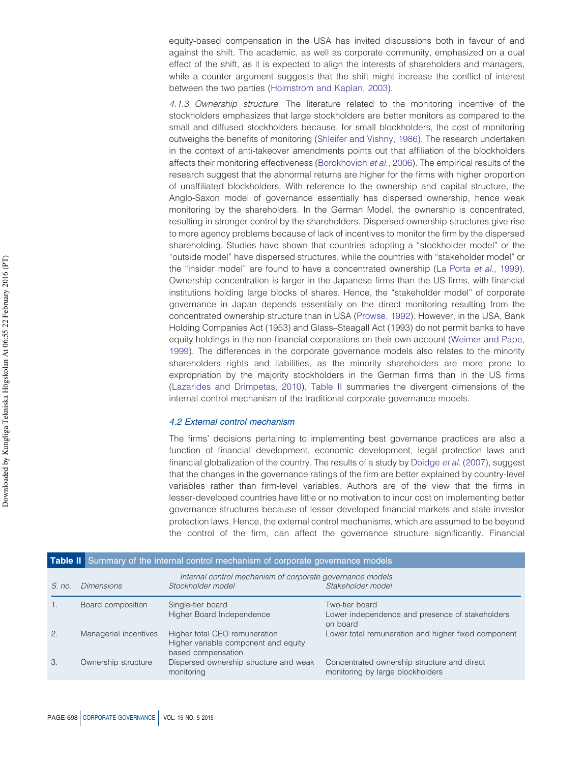equity-based compensation in the USA has invited discussions both in favour of and against the shift. The academic, as well as corporate community, emphasized on a dual effect of the shift, as it is expected to align the interests of shareholders and managers, while a counter argument suggests that the shift might increase the conflict of interest between the two parties (Holmstrom and Kaplan, 2003).

*4.1.3 Ownership structure.* The literature related to the monitoring incentive of the stockholders emphasizes that large stockholders are better monitors as compared to the small and diffused stockholders because, for small blockholders, the cost of monitoring outweighs the benefits of monitoring (Shleifer and Vishny, 1986). The research undertaken in the context of anti-takeover amendments points out that affiliation of the blockholders affects their monitoring effectiveness (Borokhovich *et al.*, 2006). The empirical results of the research suggest that the abnormal returns are higher for the firms with higher proportion of unaffiliated blockholders. With reference to the ownership and capital structure, the Anglo-Saxon model of governance essentially has dispersed ownership, hence weak monitoring by the shareholders. In the German Model, the ownership is concentrated, resulting in stronger control by the shareholders. Dispersed ownership structures give rise to more agency problems because of lack of incentives to monitor the firm by the dispersed shareholding. Studies have shown that countries adopting a "stockholder model" or the "outside model" have dispersed structures, while the countries with "stakeholder model" or the "insider model" are found to have a concentrated ownership (La Porta *et al.*, 1999). Ownership concentration is larger in the Japanese firms than the US firms, with financial institutions holding large blocks of shares. Hence, the "stakeholder model" of corporate governance in Japan depends essentially on the direct monitoring resulting from the concentrated ownership structure than in USA (Prowse, 1992). However, in the USA, Bank Holding Companies Act (1953) and Glass–Steagall Act (1993) do not permit banks to have equity holdings in the non-financial corporations on their own account (Weimer and Pape, 1999). The differences in the corporate governance models also relates to the minority shareholders rights and liabilities, as the minority shareholders are more prone to expropriation by the majority stockholders in the German firms than in the US firms (Lazarides and Drimpetas, 2010). Table II summaries the divergent dimensions of the internal control mechanism of the traditional corporate governance models.

### 4.2 External control mechanism

The firms' decisions pertaining to implementing best governance practices are also a function of financial development, economic development, legal protection laws and financial globalization of the country. The results of a study by Doidge *et al.* (2007), suggest that the changes in the governance ratings of the firm are better explained by country-level variables rather than firm-level variables. Authors are of the view that the firms in lesser-developed countries have little or no motivation to incur cost on implementing better governance structures because of lesser developed financial markets and state investor protection laws. Hence, the external control mechanisms, which are assumed to be beyond the control of the firm, can affect the governance structure significantly. Financial

**Table II** Summary of the internal control mechanism of corporate governance models

| S. no. | Dimensions | Internal control mechanism of corporate governance models: Stockholder model | Stakeholder model |
|---|---|---|---|
| 1. | Board composition | Single-tier board<br>Higher Board Independence | Two-tier board<br>Lower independence and presence of stakeholders on board |
| 2. | Managerial incentives | Higher total CEO remuneration<br>Higher variable component and equity based compensation | Lower total remuneration and higher fixed component |
| 3. | Ownership structure | Dispersed ownership structure and weak monitoring | Concentrated ownership structure and direct monitoring by large blockholders |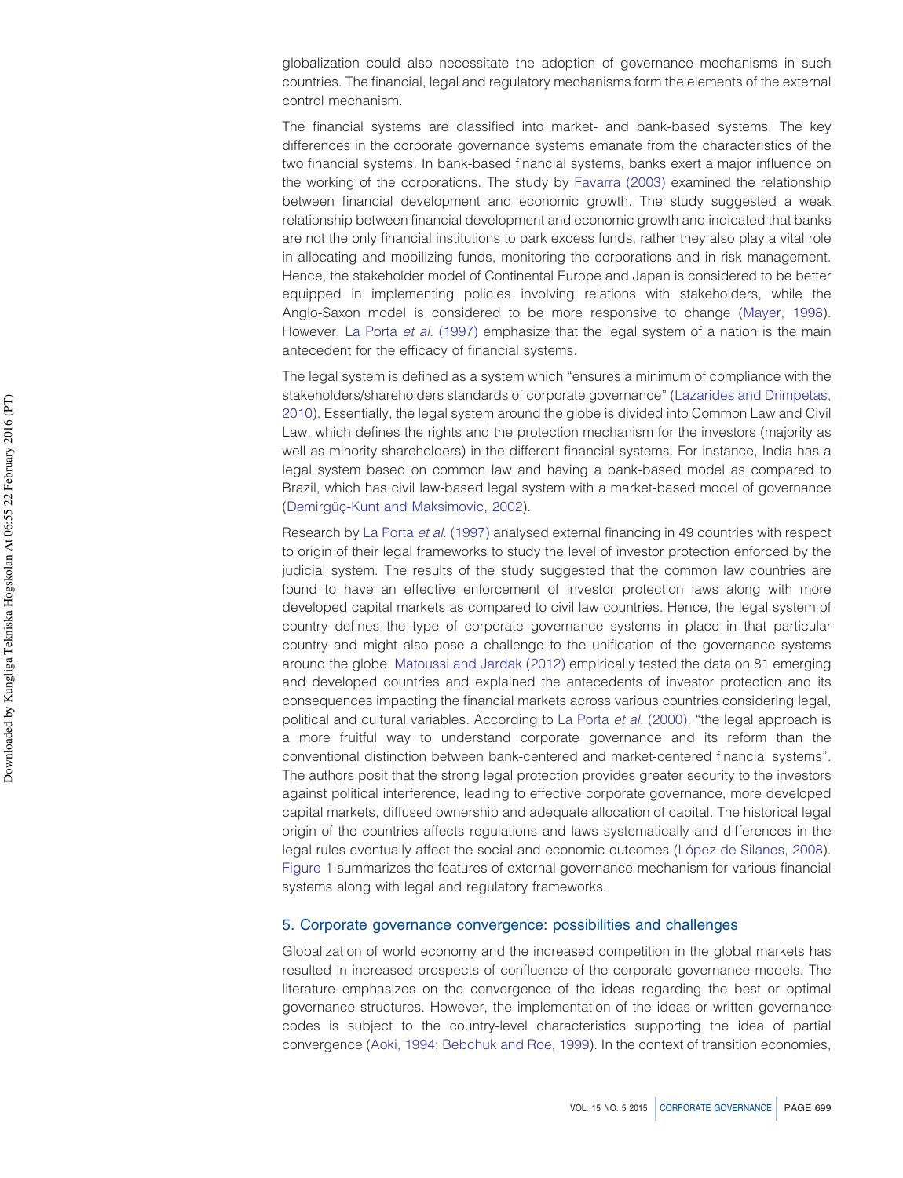globalization could also necessitate the adoption of governance mechanisms in such countries. The financial, legal and regulatory mechanisms form the elements of the external control mechanism.

The financial systems are classified into market- and bank-based systems. The key differences in the corporate governance systems emanate from the characteristics of the two financial systems. In bank-based financial systems, banks exert a major influence on the working of the corporations. The study by Favarra (2003) examined the relationship between financial development and economic growth. The study suggested a weak relationship between financial development and economic growth and indicated that banks are not the only financial institutions to park excess funds, rather they also play a vital role in allocating and mobilizing funds, monitoring the corporations and in risk management. Hence, the stakeholder model of Continental Europe and Japan is considered to be better equipped in implementing policies involving relations with stakeholders, while the Anglo-Saxon model is considered to be more responsive to change (Mayer, 1998). However, La Porta *et al.* (1997) emphasize that the legal system of a nation is the main antecedent for the efficacy of financial systems.

The legal system is defined as a system which "ensures a minimum of compliance with the stakeholders/shareholders standards of corporate governance" (Lazarides and Drimpetas, 2010). Essentially, the legal system around the globe is divided into Common Law and Civil Law, which defines the rights and the protection mechanism for the investors (majority as well as minority shareholders) in the different financial systems. For instance, India has a legal system based on common law and having a bank-based model as compared to Brazil, which has civil law-based legal system with a market-based model of governance (Demirgüç-Kunt and Maksimovic, 2002).

Research by La Porta *et al.* (1997) analysed external financing in 49 countries with respect to origin of their legal frameworks to study the level of investor protection enforced by the judicial system. The results of the study suggested that the common law countries are found to have an effective enforcement of investor protection laws along with more developed capital markets as compared to civil law countries. Hence, the legal system of country defines the type of corporate governance systems in place in that particular country and might also pose a challenge to the unification of the governance systems around the globe. Matoussi and Jardak (2012) empirically tested the data on 81 emerging and developed countries and explained the antecedents of investor protection and its consequences impacting the financial markets across various countries considering legal, political and cultural variables. According to La Porta *et al.* (2000), "the legal approach is a more fruitful way to understand corporate governance and its reform than the conventional distinction between bank-centered and market-centered financial systems". The authors posit that the strong legal protection provides greater security to the investors against political interference, leading to effective corporate governance, more developed capital markets, diffused ownership and adequate allocation of capital. The historical legal origin of the countries affects regulations and laws systematically and differences in the legal rules eventually affect the social and economic outcomes (López de Silanes, 2008). Figure 1 summarizes the features of external governance mechanism for various financial systems along with legal and regulatory frameworks.

## 5. Corporate governance convergence: possibilities and challenges

Globalization of world economy and the increased competition in the global markets has resulted in increased prospects of confluence of the corporate governance models. The literature emphasizes on the convergence of the ideas regarding the best or optimal governance structures. However, the implementation of the ideas or written governance codes is subject to the country-level characteristics supporting the idea of partial convergence (Aoki, 1994; Bebchuk and Roe, 1999). In the context of transition economies,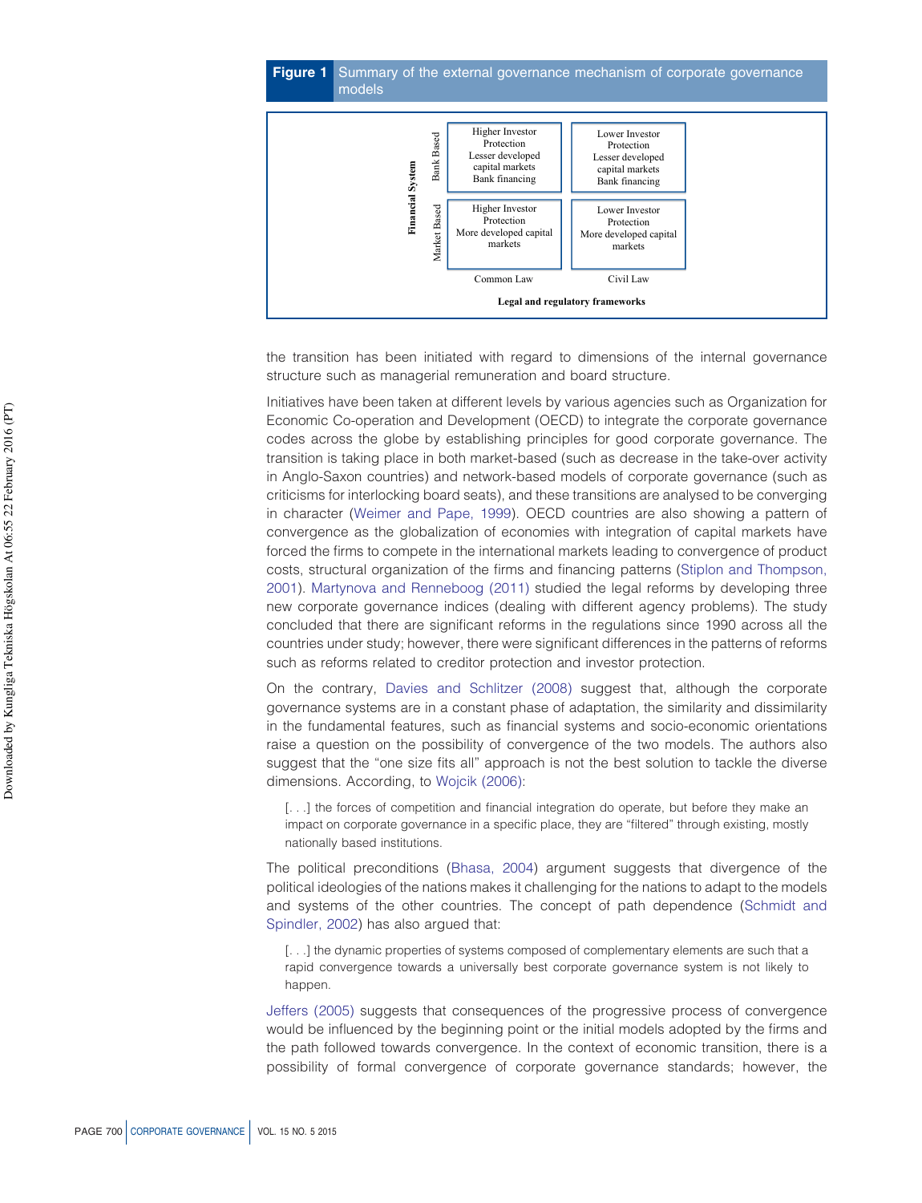**Figure 1** Summary of the external governance mechanism of corporate governance models

| Financial System | | Common Law | Civil Law |
|---|---|---|---|
| | Bank Based | Higher Investor Protection<br>Lesser developed capital markets<br>Bank financing | Lower Investor Protection<br>Lesser developed capital markets<br>Bank financing |
| | Market Based | Higher Investor Protection<br>More developed capital markets | Lower Investor Protection<br>More developed capital markets |

**Legal and regulatory frameworks**

the transition has been initiated with regard to dimensions of the internal governance structure such as managerial remuneration and board structure.

Initiatives have been taken at different levels by various agencies such as Organization for Economic Co-operation and Development (OECD) to integrate the corporate governance codes across the globe by establishing principles for good corporate governance. The transition is taking place in both market-based (such as decrease in the take-over activity in Anglo-Saxon countries) and network-based models of corporate governance (such as criticisms for interlocking board seats), and these transitions are analysed to be converging in character (Weimer and Pape, 1999). OECD countries are also showing a pattern of convergence as the globalization of economies with integration of capital markets have forced the firms to compete in the international markets leading to convergence of product costs, structural organization of the firms and financing patterns (Stiplon and Thompson, 2001). Martynova and Renneboog (2011) studied the legal reforms by developing three new corporate governance indices (dealing with different agency problems). The study concluded that there are significant reforms in the regulations since 1990 across all the countries under study; however, there were significant differences in the patterns of reforms such as reforms related to creditor protection and investor protection.

On the contrary, Davies and Schlitzer (2008) suggest that, although the corporate governance systems are in a constant phase of adaptation, the similarity and dissimilarity in the fundamental features, such as financial systems and socio-economic orientations raise a question on the possibility of convergence of the two models. The authors also suggest that the "one size fits all" approach is not the best solution to tackle the diverse dimensions. According, to Wojcik (2006):

> [. . .] the forces of competition and financial integration do operate, but before they make an impact on corporate governance in a specific place, they are "filtered" through existing, mostly nationally based institutions.

The political preconditions (Bhasa, 2004) argument suggests that divergence of the political ideologies of the nations makes it challenging for the nations to adapt to the models and systems of the other countries. The concept of path dependence (Schmidt and Spindler, 2002) has also argued that:

> [. . .] the dynamic properties of systems composed of complementary elements are such that a rapid convergence towards a universally best corporate governance system is not likely to happen.

Jeffers (2005) suggests that consequences of the progressive process of convergence would be influenced by the beginning point or the initial models adopted by the firms and the path followed towards convergence. In the context of economic transition, there is a possibility of formal convergence of corporate governance standards; however, the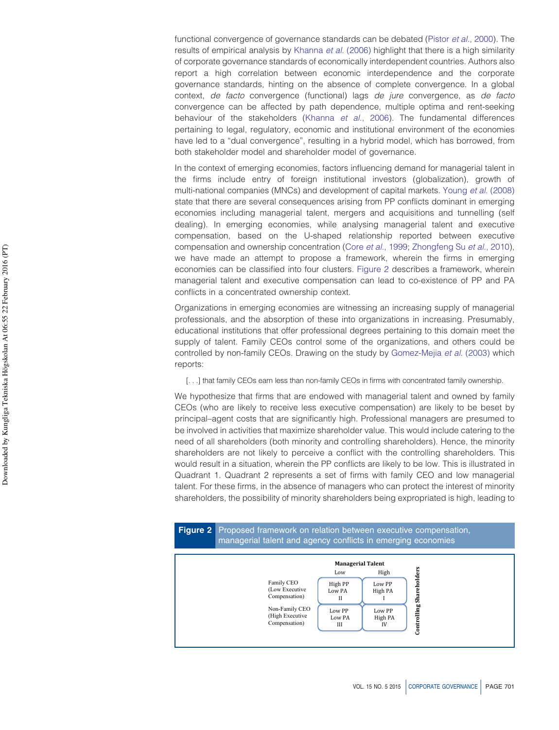functional convergence of governance standards can be debated (Pistor *et al.*, 2000). The results of empirical analysis by Khanna *et al.* (2006) highlight that there is a high similarity of corporate governance standards of economically interdependent countries. Authors also report a high correlation between economic interdependence and the corporate governance standards, hinting on the absence of complete convergence. In a global context, *de facto* convergence (functional) lags *de jure* convergence, as *de facto* convergence can be affected by path dependence, multiple optima and rent-seeking behaviour of the stakeholders (Khanna *et al.*, 2006). The fundamental differences pertaining to legal, regulatory, economic and institutional environment of the economies have led to a "dual convergence", resulting in a hybrid model, which has borrowed, from both stakeholder model and shareholder model of governance.

In the context of emerging economies, factors influencing demand for managerial talent in the firms include entry of foreign institutional investors (globalization), growth of multi-national companies (MNCs) and development of capital markets. Young *et al.* (2008) state that there are several consequences arising from PP conflicts dominant in emerging economies including managerial talent, mergers and acquisitions and tunnelling (self dealing). In emerging economies, while analysing managerial talent and executive compensation, based on the U-shaped relationship reported between executive compensation and ownership concentration (Core *et al.*, 1999; Zhongfeng Su *et al.*, 2010), we have made an attempt to propose a framework, wherein the firms in emerging economies can be classified into four clusters. Figure 2 describes a framework, wherein managerial talent and executive compensation can lead to co-existence of PP and PA conflicts in a concentrated ownership context.

Organizations in emerging economies are witnessing an increasing supply of managerial professionals, and the absorption of these into organizations in increasing. Presumably, educational institutions that offer professional degrees pertaining to this domain meet the supply of talent. Family CEOs control some of the organizations, and others could be controlled by non-family CEOs. Drawing on the study by Gomez-Mejia *et al.* (2003) which reports:

> [. . .] that family CEOs earn less than non-family CEOs in firms with concentrated family ownership.

We hypothesize that firms that are endowed with managerial talent and owned by family CEOs (who are likely to receive less executive compensation) are likely to be beset by principal–agent costs that are significantly high. Professional managers are presumed to be involved in activities that maximize shareholder value. This would include catering to the need of all shareholders (both minority and controlling shareholders). Hence, the minority shareholders are not likely to perceive a conflict with the controlling shareholders. This would result in a situation, wherein the PP conflicts are likely to be low. This is illustrated in Quadrant 1. Quadrant 2 represents a set of firms with family CEO and low managerial talent. For these firms, in the absence of managers who can protect the interest of minority shareholders, the possibility of minority shareholders being expropriated is high, leading to

**Figure 2** Proposed framework on relation between executive compensation, managerial talent and agency conflicts in emerging economies

| Controlling Shareholders | Managerial Talent: Low | Managerial Talent: High |
|---|---|---|
| Family CEO (Low Executive Compensation) | High PP<br>Low PA<br>II | Low PP<br>High PA<br>I |
| Non-Family CEO (High Executive Compensation) | Low PP<br>Low PA<br>III | Low PP<br>High PA<br>IV |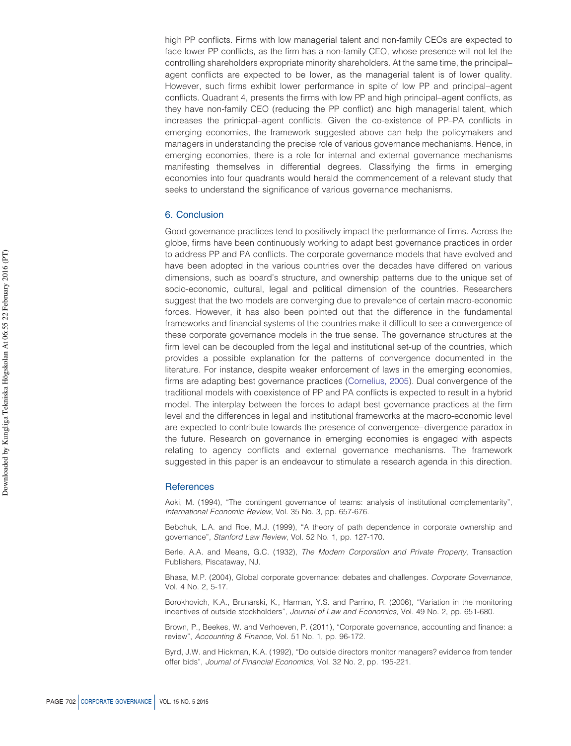high PP conflicts. Firms with low managerial talent and non-family CEOs are expected to face lower PP conflicts, as the firm has a non-family CEO, whose presence will not let the controlling shareholders expropriate minority shareholders. At the same time, the principal–agent conflicts are expected to be lower, as the managerial talent is of lower quality. However, such firms exhibit lower performance in spite of low PP and principal–agent conflicts. Quadrant 4, presents the firms with low PP and high principal–agent conflicts, as they have non-family CEO (reducing the PP conflict) and high managerial talent, which increases the prinicpal–agent conflicts. Given the co-existence of PP–PA conflicts in emerging economies, the framework suggested above can help the policymakers and managers in understanding the precise role of various governance mechanisms. Hence, in emerging economies, there is a role for internal and external governance mechanisms manifesting themselves in differential degrees. Classifying the firms in emerging economies into four quadrants would herald the commencement of a relevant study that seeks to understand the significance of various governance mechanisms.

## 6. Conclusion

Good governance practices tend to positively impact the performance of firms. Across the globe, firms have been continuously working to adapt best governance practices in order to address PP and PA conflicts. The corporate governance models that have evolved and have been adopted in the various countries over the decades have differed on various dimensions, such as board's structure, and ownership patterns due to the unique set of socio-economic, cultural, legal and political dimension of the countries. Researchers suggest that the two models are converging due to prevalence of certain macro-economic forces. However, it has also been pointed out that the difference in the fundamental frameworks and financial systems of the countries make it difficult to see a convergence of these corporate governance models in the true sense. The governance structures at the firm level can be decoupled from the legal and institutional set-up of the countries, which provides a possible explanation for the patterns of convergence documented in the literature. For instance, despite weaker enforcement of laws in the emerging economies, firms are adapting best governance practices (Cornelius, 2005). Dual convergence of the traditional models with coexistence of PP and PA conflicts is expected to result in a hybrid model. The interplay between the forces to adapt best governance practices at the firm level and the differences in legal and institutional frameworks at the macro-economic level are expected to contribute towards the presence of convergence–divergence paradox in the future. Research on governance in emerging economies is engaged with aspects relating to agency conflicts and external governance mechanisms. The framework suggested in this paper is an endeavour to stimulate a research agenda in this direction.

## References

Aoki, M. (1994), "The contingent governance of teams: analysis of institutional complementarity", *International Economic Review*, Vol. 35 No. 3, pp. 657-676.

Bebchuk, L.A. and Roe, M.J. (1999), "A theory of path dependence in corporate ownership and governance", *Stanford Law Review*, Vol. 52 No. 1, pp. 127-170.

Berle, A.A. and Means, G.C. (1932), *The Modern Corporation and Private Property*, Transaction Publishers, Piscataway, NJ.

Bhasa, M.P. (2004), Global corporate governance: debates and challenges. *Corporate Governance*, Vol. 4 No. 2, 5-17.

Borokhovich, K.A., Brunarski, K., Harman, Y.S. and Parrino, R. (2006), "Variation in the monitoring incentives of outside stockholders", *Journal of Law and Economics*, Vol. 49 No. 2, pp. 651-680.

Brown, P., Beekes, W. and Verhoeven, P. (2011), "Corporate governance, accounting and finance: a review", *Accounting & Finance*, Vol. 51 No. 1, pp. 96-172.

Byrd, J.W. and Hickman, K.A. (1992), "Do outside directors monitor managers? evidence from tender offer bids", *Journal of Financial Economics*, Vol. 32 No. 2, pp. 195-221.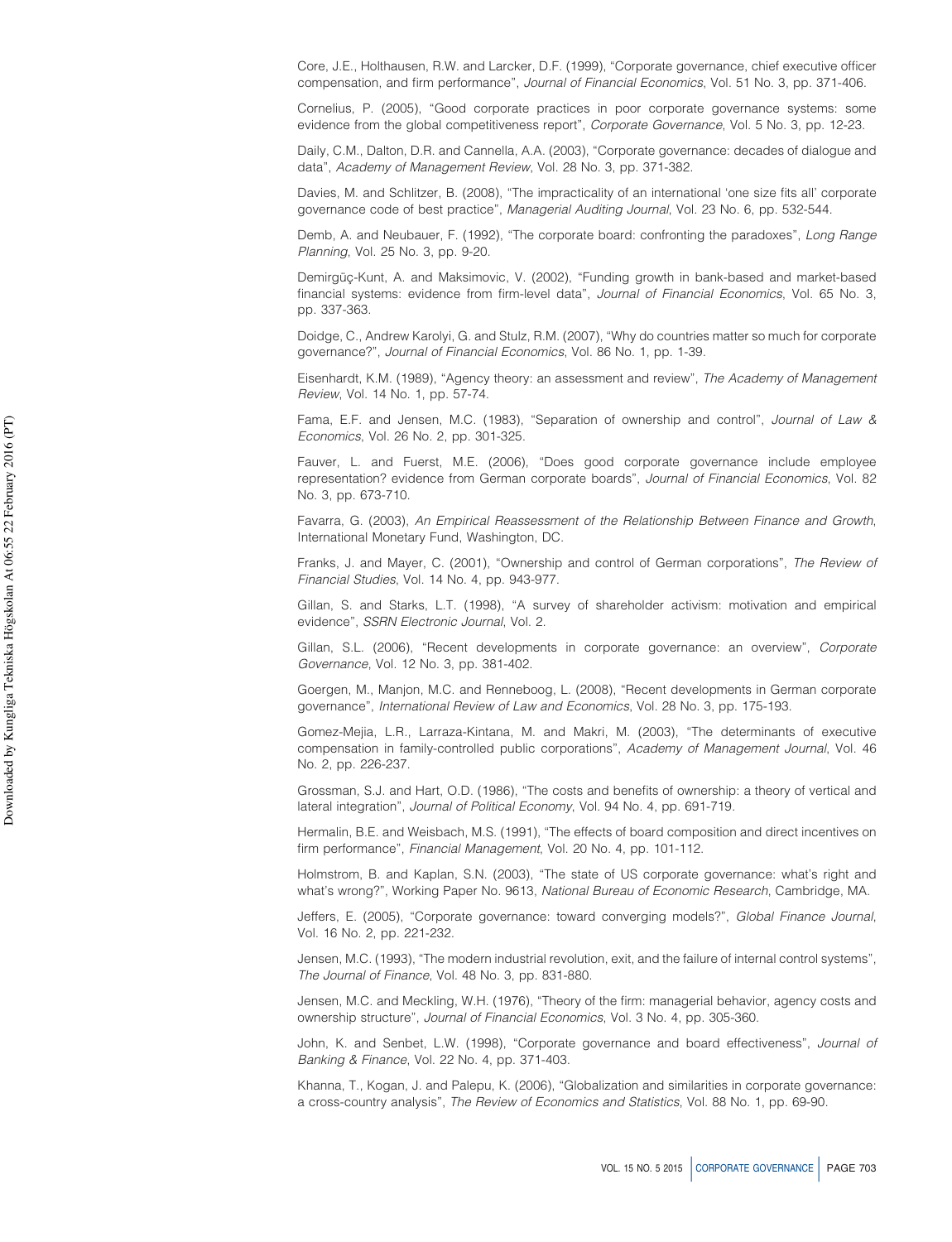Core, J.E., Holthausen, R.W. and Larcker, D.F. (1999), "Corporate governance, chief executive officer compensation, and firm performance", *Journal of Financial Economics*, Vol. 51 No. 3, pp. 371-406.

Cornelius, P. (2005), "Good corporate practices in poor corporate governance systems: some evidence from the global competitiveness report", *Corporate Governance*, Vol. 5 No. 3, pp. 12-23.

Daily, C.M., Dalton, D.R. and Cannella, A.A. (2003), "Corporate governance: decades of dialogue and data", *Academy of Management Review*, Vol. 28 No. 3, pp. 371-382.

Davies, M. and Schlitzer, B. (2008), "The impracticality of an international 'one size fits all' corporate governance code of best practice", *Managerial Auditing Journal*, Vol. 23 No. 6, pp. 532-544.

Demb, A. and Neubauer, F. (1992), "The corporate board: confronting the paradoxes", *Long Range Planning*, Vol. 25 No. 3, pp. 9-20.

Demirgüç-Kunt, A. and Maksimovic, V. (2002), "Funding growth in bank-based and market-based financial systems: evidence from firm-level data", *Journal of Financial Economics*, Vol. 65 No. 3, pp. 337-363.

Doidge, C., Andrew Karolyi, G. and Stulz, R.M. (2007), "Why do countries matter so much for corporate governance?", *Journal of Financial Economics*, Vol. 86 No. 1, pp. 1-39.

Eisenhardt, K.M. (1989), "Agency theory: an assessment and review", *The Academy of Management Review*, Vol. 14 No. 1, pp. 57-74.

Fama, E.F. and Jensen, M.C. (1983), "Separation of ownership and control", *Journal of Law & Economics*, Vol. 26 No. 2, pp. 301-325.

Fauver, L. and Fuerst, M.E. (2006), "Does good corporate governance include employee representation? evidence from German corporate boards", *Journal of Financial Economics*, Vol. 82 No. 3, pp. 673-710.

Favarra, G. (2003), *An Empirical Reassessment of the Relationship Between Finance and Growth*, International Monetary Fund, Washington, DC.

Franks, J. and Mayer, C. (2001), "Ownership and control of German corporations", *The Review of Financial Studies*, Vol. 14 No. 4, pp. 943-977.

Gillan, S. and Starks, L.T. (1998), "A survey of shareholder activism: motivation and empirical evidence", *SSRN Electronic Journal*, Vol. 2.

Gillan, S.L. (2006), "Recent developments in corporate governance: an overview", *Corporate Governance*, Vol. 12 No. 3, pp. 381-402.

Goergen, M., Manjon, M.C. and Renneboog, L. (2008), "Recent developments in German corporate governance", *International Review of Law and Economics*, Vol. 28 No. 3, pp. 175-193.

Gomez-Mejia, L.R., Larraza-Kintana, M. and Makri, M. (2003), "The determinants of executive compensation in family-controlled public corporations", *Academy of Management Journal*, Vol. 46 No. 2, pp. 226-237.

Grossman, S.J. and Hart, O.D. (1986), "The costs and benefits of ownership: a theory of vertical and lateral integration", *Journal of Political Economy*, Vol. 94 No. 4, pp. 691-719.

Hermalin, B.E. and Weisbach, M.S. (1991), "The effects of board composition and direct incentives on firm performance", *Financial Management*, Vol. 20 No. 4, pp. 101-112.

Holmstrom, B. and Kaplan, S.N. (2003), "The state of US corporate governance: what's right and what's wrong?", Working Paper No. 9613, *National Bureau of Economic Research*, Cambridge, MA.

Jeffers, E. (2005), "Corporate governance: toward converging models?", *Global Finance Journal*, Vol. 16 No. 2, pp. 221-232.

Jensen, M.C. (1993), "The modern industrial revolution, exit, and the failure of internal control systems", *The Journal of Finance*, Vol. 48 No. 3, pp. 831-880.

Jensen, M.C. and Meckling, W.H. (1976), "Theory of the firm: managerial behavior, agency costs and ownership structure", *Journal of Financial Economics*, Vol. 3 No. 4, pp. 305-360.

John, K. and Senbet, L.W. (1998), "Corporate governance and board effectiveness", *Journal of Banking & Finance*, Vol. 22 No. 4, pp. 371-403.

Khanna, T., Kogan, J. and Palepu, K. (2006), "Globalization and similarities in corporate governance: a cross-country analysis", *The Review of Economics and Statistics*, Vol. 88 No. 1, pp. 69-90.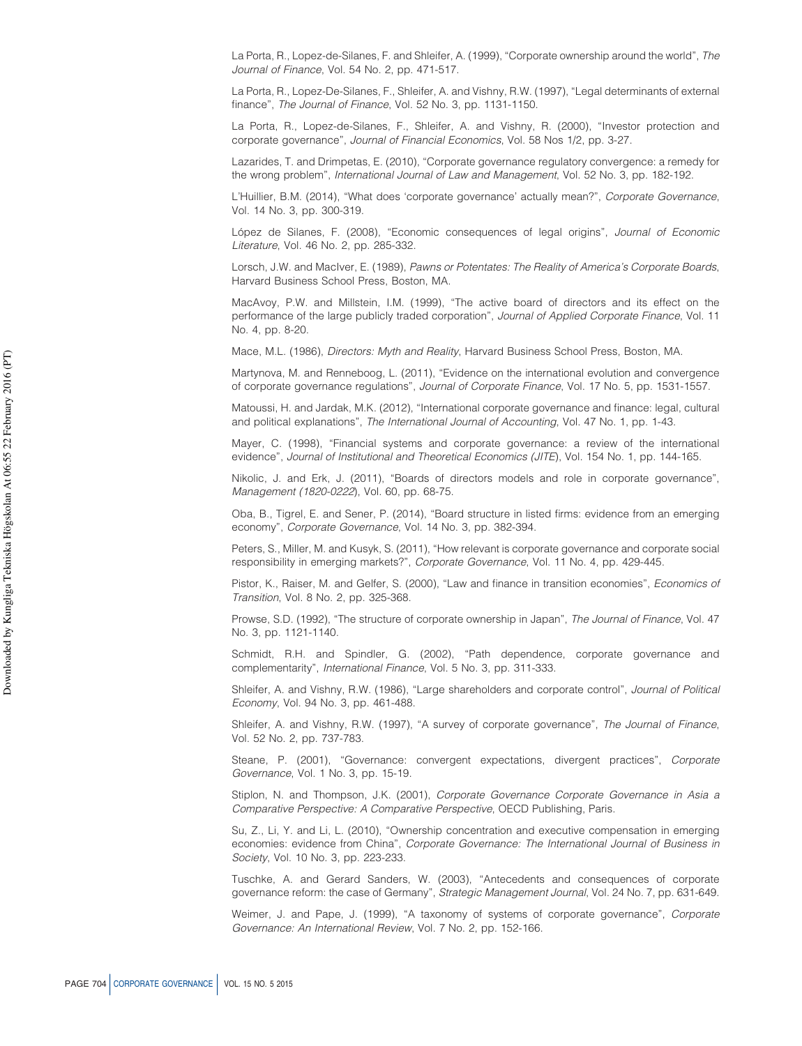La Porta, R., Lopez-de-Silanes, F. and Shleifer, A. (1999), "Corporate ownership around the world", *The Journal of Finance*, Vol. 54 No. 2, pp. 471-517.

La Porta, R., Lopez-De-Silanes, F., Shleifer, A. and Vishny, R.W. (1997), "Legal determinants of external finance", *The Journal of Finance*, Vol. 52 No. 3, pp. 1131-1150.

La Porta, R., Lopez-de-Silanes, F., Shleifer, A. and Vishny, R. (2000), "Investor protection and corporate governance", *Journal of Financial Economics*, Vol. 58 Nos 1/2, pp. 3-27.

Lazarides, T. and Drimpetas, E. (2010), "Corporate governance regulatory convergence: a remedy for the wrong problem", *International Journal of Law and Management*, Vol. 52 No. 3, pp. 182-192.

L'Huillier, B.M. (2014), "What does 'corporate governance' actually mean?", *Corporate Governance*, Vol. 14 No. 3, pp. 300-319.

López de Silanes, F. (2008), "Economic consequences of legal origins", *Journal of Economic Literature*, Vol. 46 No. 2, pp. 285-332.

Lorsch, J.W. and MacIver, E. (1989), *Pawns or Potentates: The Reality of America's Corporate Boards*, Harvard Business School Press, Boston, MA.

MacAvoy, P.W. and Millstein, I.M. (1999), "The active board of directors and its effect on the performance of the large publicly traded corporation", *Journal of Applied Corporate Finance*, Vol. 11 No. 4, pp. 8-20.

Mace, M.L. (1986), *Directors: Myth and Reality*, Harvard Business School Press, Boston, MA.

Martynova, M. and Renneboog, L. (2011), "Evidence on the international evolution and convergence of corporate governance regulations", *Journal of Corporate Finance*, Vol. 17 No. 5, pp. 1531-1557.

Matoussi, H. and Jardak, M.K. (2012), "International corporate governance and finance: legal, cultural and political explanations", *The International Journal of Accounting*, Vol. 47 No. 1, pp. 1-43.

Mayer, C. (1998), "Financial systems and corporate governance: a review of the international evidence", *Journal of Institutional and Theoretical Economics (JITE)*, Vol. 154 No. 1, pp. 144-165.

Nikolic, J. and Erk, J. (2011), "Boards of directors models and role in corporate governance", *Management (1820-0222)*, Vol. 60, pp. 68-75.

Oba, B., Tigrel, E. and Sener, P. (2014), "Board structure in listed firms: evidence from an emerging economy", *Corporate Governance*, Vol. 14 No. 3, pp. 382-394.

Peters, S., Miller, M. and Kusyk, S. (2011), "How relevant is corporate governance and corporate social responsibility in emerging markets?", *Corporate Governance*, Vol. 11 No. 4, pp. 429-445.

Pistor, K., Raiser, M. and Gelfer, S. (2000), "Law and finance in transition economies", *Economics of Transition*, Vol. 8 No. 2, pp. 325-368.

Prowse, S.D. (1992), "The structure of corporate ownership in Japan", *The Journal of Finance*, Vol. 47 No. 3, pp. 1121-1140.

Schmidt, R.H. and Spindler, G. (2002), "Path dependence, corporate governance and complementarity", *International Finance*, Vol. 5 No. 3, pp. 311-333.

Shleifer, A. and Vishny, R.W. (1986), "Large shareholders and corporate control", *Journal of Political Economy*, Vol. 94 No. 3, pp. 461-488.

Shleifer, A. and Vishny, R.W. (1997), "A survey of corporate governance", *The Journal of Finance*, Vol. 52 No. 2, pp. 737-783.

Steane, P. (2001), "Governance: convergent expectations, divergent practices", *Corporate Governance*, Vol. 1 No. 3, pp. 15-19.

Stiplon, N. and Thompson, J.K. (2001), *Corporate Governance Corporate Governance in Asia a Comparative Perspective: A Comparative Perspective*, OECD Publishing, Paris.

Su, Z., Li, Y. and Li, L. (2010), "Ownership concentration and executive compensation in emerging economies: evidence from China", *Corporate Governance: The International Journal of Business in Society*, Vol. 10 No. 3, pp. 223-233.

Tuschke, A. and Gerard Sanders, W. (2003), "Antecedents and consequences of corporate governance reform: the case of Germany", *Strategic Management Journal*, Vol. 24 No. 7, pp. 631-649.

Weimer, J. and Pape, J. (1999), "A taxonomy of systems of corporate governance", *Corporate Governance: An International Review*, Vol. 7 No. 2, pp. 152-166.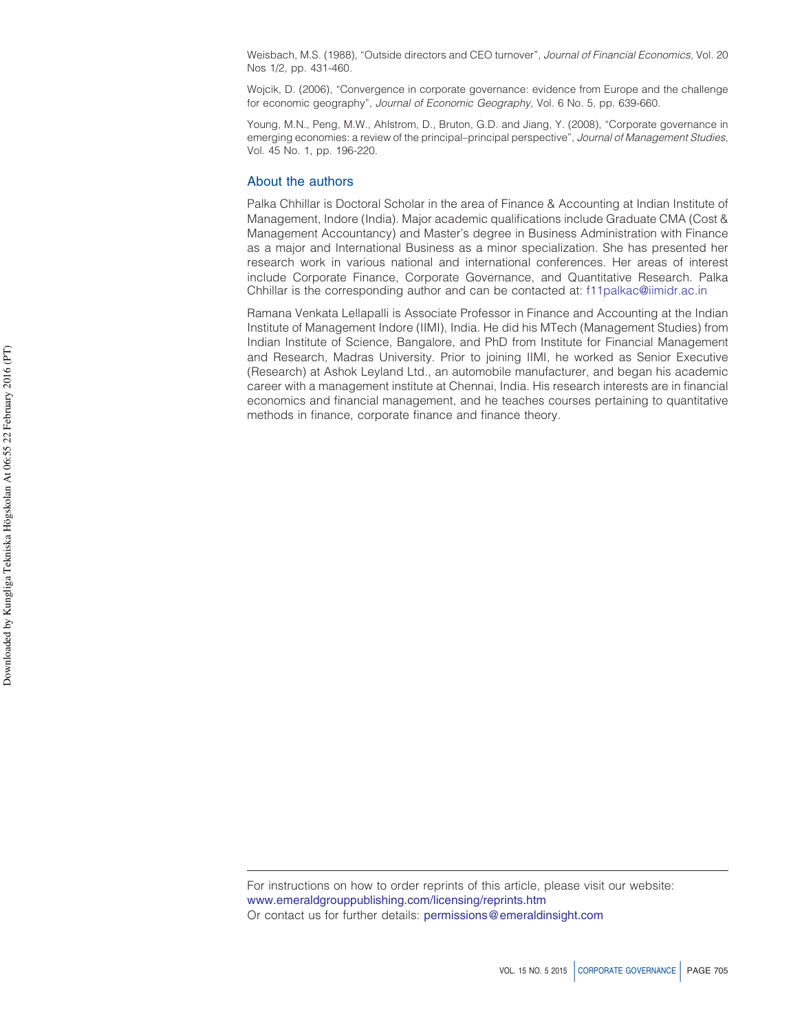Weisbach, M.S. (1988), "Outside directors and CEO turnover", *Journal of Financial Economics*, Vol. 20 Nos 1/2, pp. 431-460.

Wojcik, D. (2006), "Convergence in corporate governance: evidence from Europe and the challenge for economic geography", *Journal of Economic Geography*, Vol. 6 No. 5, pp. 639-660.

Young, M.N., Peng, M.W., Ahlstrom, D., Bruton, G.D. and Jiang, Y. (2008), "Corporate governance in emerging economies: a review of the principal–principal perspective", *Journal of Management Studies*, Vol. 45 No. 1, pp. 196-220.

## About the authors

Palka Chhillar is Doctoral Scholar in the area of Finance & Accounting at Indian Institute of Management, Indore (India). Major academic qualifications include Graduate CMA (Cost & Management Accountancy) and Master's degree in Business Administration with Finance as a major and International Business as a minor specialization. She has presented her research work in various national and international conferences. Her areas of interest include Corporate Finance, Corporate Governance, and Quantitative Research. Palka Chhillar is the corresponding author and can be contacted at: f11palkac@iimidr.ac.in

Ramana Venkata Lellapalli is Associate Professor in Finance and Accounting at the Indian Institute of Management Indore (IIMI), India. He did his MTech (Management Studies) from Indian Institute of Science, Bangalore, and PhD from Institute for Financial Management and Research, Madras University. Prior to joining IIMI, he worked as Senior Executive (Research) at Ashok Leyland Ltd., an automobile manufacturer, and began his academic career with a management institute at Chennai, India. His research interests are in financial economics and financial management, and he teaches courses pertaining to quantitative methods in finance, corporate finance and finance theory.

---

For instructions on how to order reprints of this article, please visit our website:
www.emeraldgrouppublishing.com/licensing/reprints.htm
Or contact us for further details: permissions@emeraldinsight.com